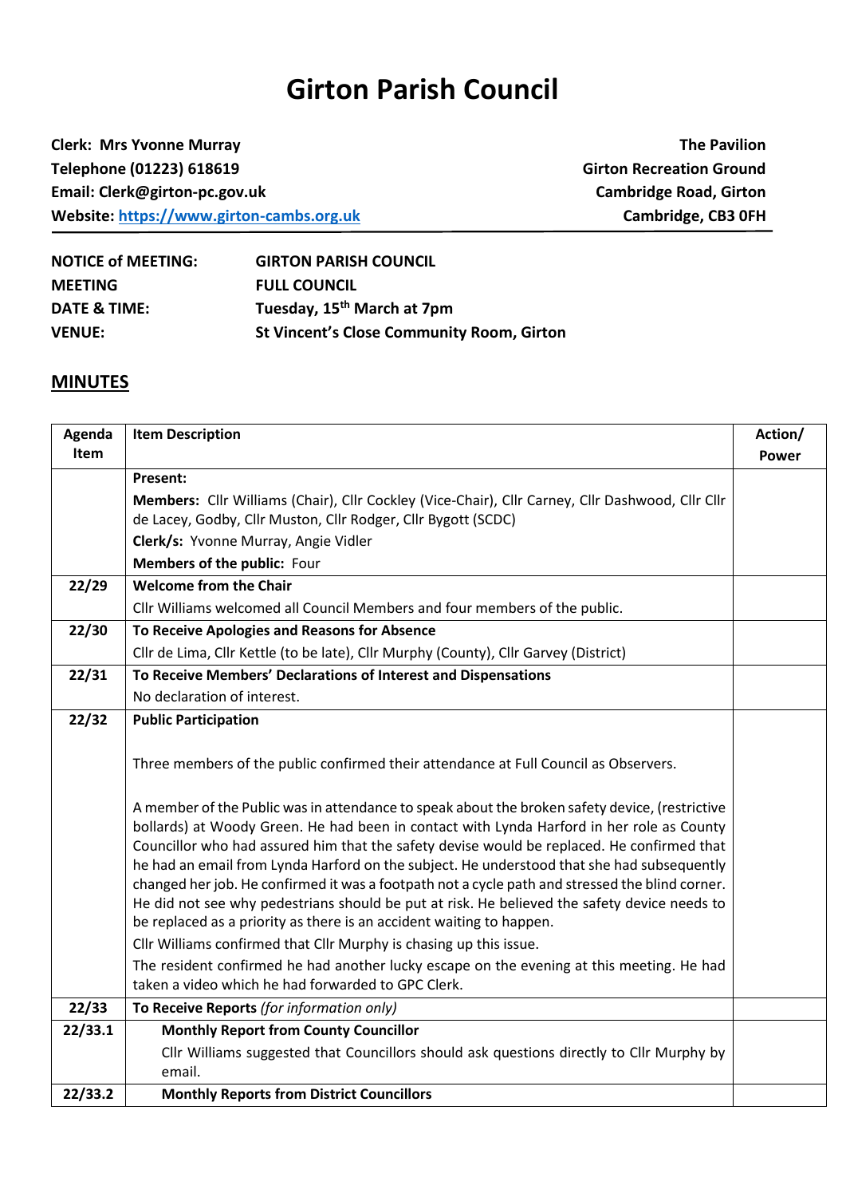# Girton Parish Council

**Clerk: Mrs Yvonne Murray**
**Telephone (01223) 618619**
**Email: Clerk@girton-pc.gov.uk**
**Website: [https://www.girton-cambs.org.uk](https://www.girton-cambs.org.uk)**

**The Pavilion**
**Girton Recreation Ground**
**Cambridge Road, Girton**
**Cambridge, CB3 0FH**

| | |
|---|---|
| **NOTICE of MEETING:** | **GIRTON PARISH COUNCIL** |
| **MEETING** | **FULL COUNCIL** |
| **DATE & TIME:** | **Tuesday, 15th March at 7pm** |
| **VENUE:** | **St Vincent's Close Community Room, Girton** |

## MINUTES

| Agenda Item | Item Description | Action/ Power |
|---|---|---|
| | **Present:**<br>**Members:** Cllr Williams (Chair), Cllr Cockley (Vice-Chair), Cllr Carney, Cllr Dashwood, Cllr Cllr de Lacey, Godby, Cllr Muston, Cllr Rodger, Cllr Bygott (SCDC)<br>**Clerk/s:** Yvonne Murray, Angie Vidler<br>**Members of the public:** Four | |
| **22/29** | **Welcome from the Chair**<br>Cllr Williams welcomed all Council Members and four members of the public. | |
| **22/30** | **To Receive Apologies and Reasons for Absence**<br>Cllr de Lima, Cllr Kettle (to be late), Cllr Murphy (County), Cllr Garvey (District) | |
| **22/31** | **To Receive Members' Declarations of Interest and Dispensations**<br>No declaration of interest. | |
| **22/32** | **Public Participation**<br><br>Three members of the public confirmed their attendance at Full Council as Observers.<br><br>A member of the Public was in attendance to speak about the broken safety device, (restrictive bollards) at Woody Green. He had been in contact with Lynda Harford in her role as County Councillor who had assured him that the safety devise would be replaced. He confirmed that he had an email from Lynda Harford on the subject. He understood that she had subsequently changed her job. He confirmed it was a footpath not a cycle path and stressed the blind corner. He did not see why pedestrians should be put at risk. He believed the safety device needs to be replaced as a priority as there is an accident waiting to happen.<br>Cllr Williams confirmed that Cllr Murphy is chasing up this issue.<br>The resident confirmed he had another lucky escape on the evening at this meeting. He had taken a video which he had forwarded to GPC Clerk. | |
| **22/33** | **To Receive Reports** *(for information only)* | |
| **22/33.1** | **Monthly Report from County Councillor**<br>Cllr Williams suggested that Councillors should ask questions directly to Cllr Murphy by email. | |
| **22/33.2** | **Monthly Reports from District Councillors** | |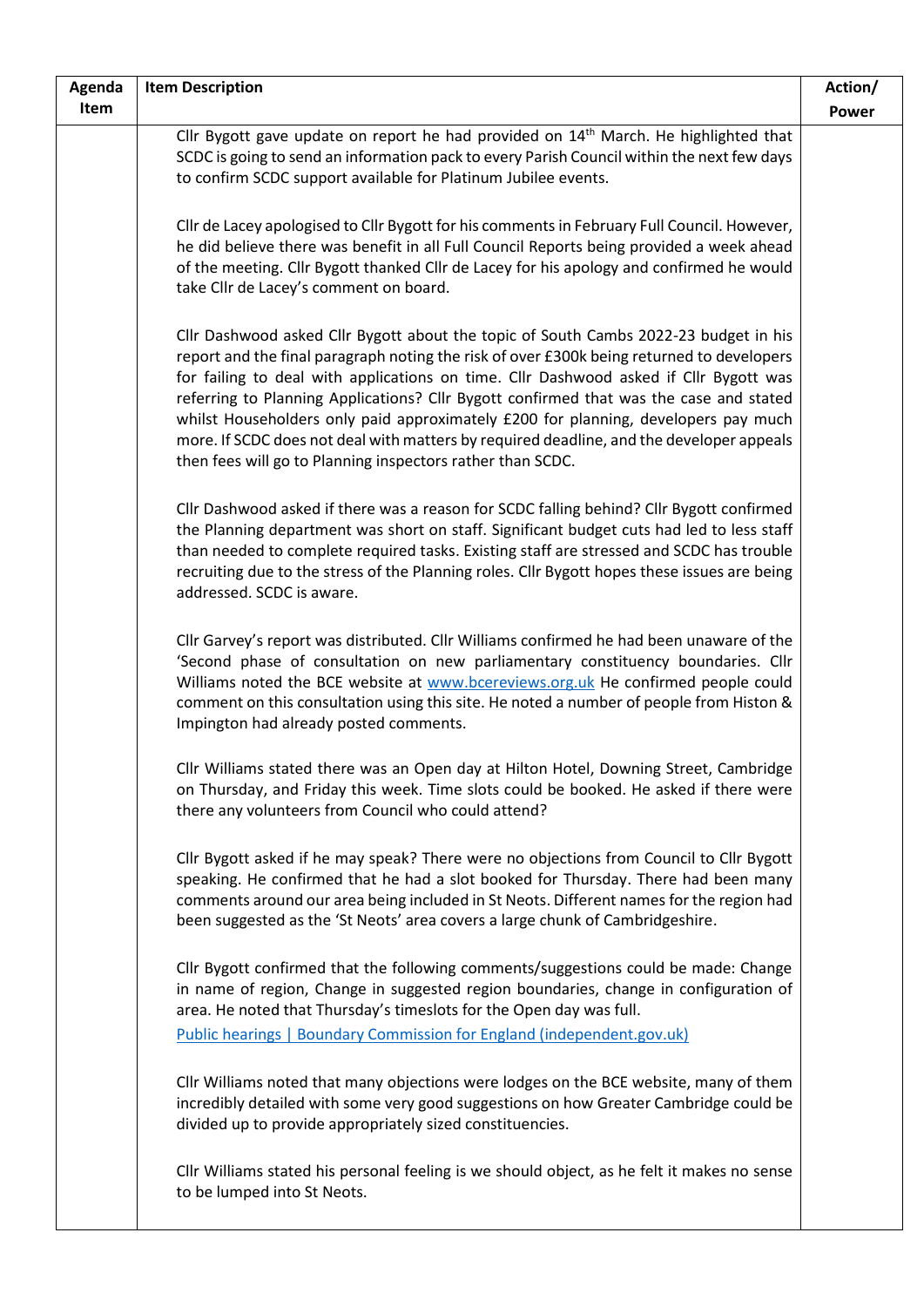| Agenda Item | Item Description | Action/ Power |
|---|---|---|
| | Cllr Bygott gave update on report he had provided on 14th March. He highlighted that SCDC is going to send an information pack to every Parish Council within the next few days to confirm SCDC support available for Platinum Jubilee events.<br><br>Cllr de Lacey apologised to Cllr Bygott for his comments in February Full Council. However, he did believe there was benefit in all Full Council Reports being provided a week ahead of the meeting. Cllr Bygott thanked Cllr de Lacey for his apology and confirmed he would take Cllr de Lacey's comment on board.<br><br>Cllr Dashwood asked Cllr Bygott about the topic of South Cambs 2022-23 budget in his report and the final paragraph noting the risk of over £300k being returned to developers for failing to deal with applications on time. Cllr Dashwood asked if Cllr Bygott was referring to Planning Applications? Cllr Bygott confirmed that was the case and stated whilst Householders only paid approximately £200 for planning, developers pay much more. If SCDC does not deal with matters by required deadline, and the developer appeals then fees will go to Planning inspectors rather than SCDC.<br><br>Cllr Dashwood asked if there was a reason for SCDC falling behind? Cllr Bygott confirmed the Planning department was short on staff. Significant budget cuts had led to less staff than needed to complete required tasks. Existing staff are stressed and SCDC has trouble recruiting due to the stress of the Planning roles. Cllr Bygott hopes these issues are being addressed. SCDC is aware.<br><br>Cllr Garvey's report was distributed. Cllr Williams confirmed he had been unaware of the 'Second phase of consultation on new parliamentary constituency boundaries. Cllr Williams noted the BCE website at [www.bcereviews.org.uk](http://www.bcereviews.org.uk) He confirmed people could comment on this consultation using this site. He noted a number of people from Histon & Impington had already posted comments.<br><br>Cllr Williams stated there was an Open day at Hilton Hotel, Downing Street, Cambridge on Thursday, and Friday this week. Time slots could be booked. He asked if there were there any volunteers from Council who could attend?<br><br>Cllr Bygott asked if he may speak? There were no objections from Council to Cllr Bygott speaking. He confirmed that he had a slot booked for Thursday. There had been many comments around our area being included in St Neots. Different names for the region had been suggested as the 'St Neots' area covers a large chunk of Cambridgeshire.<br><br>Cllr Bygott confirmed that the following comments/suggestions could be made: Change in name of region, Change in suggested region boundaries, change in configuration of area. He noted that Thursday's timeslots for the Open day was full.<br>[Public hearings \| Boundary Commission for England (independent.gov.uk)]()<br><br>Cllr Williams noted that many objections were lodges on the BCE website, many of them incredibly detailed with some very good suggestions on how Greater Cambridge could be divided up to provide appropriately sized constituencies.<br><br>Cllr Williams stated his personal feeling is we should object, as he felt it makes no sense to be lumped into St Neots. | |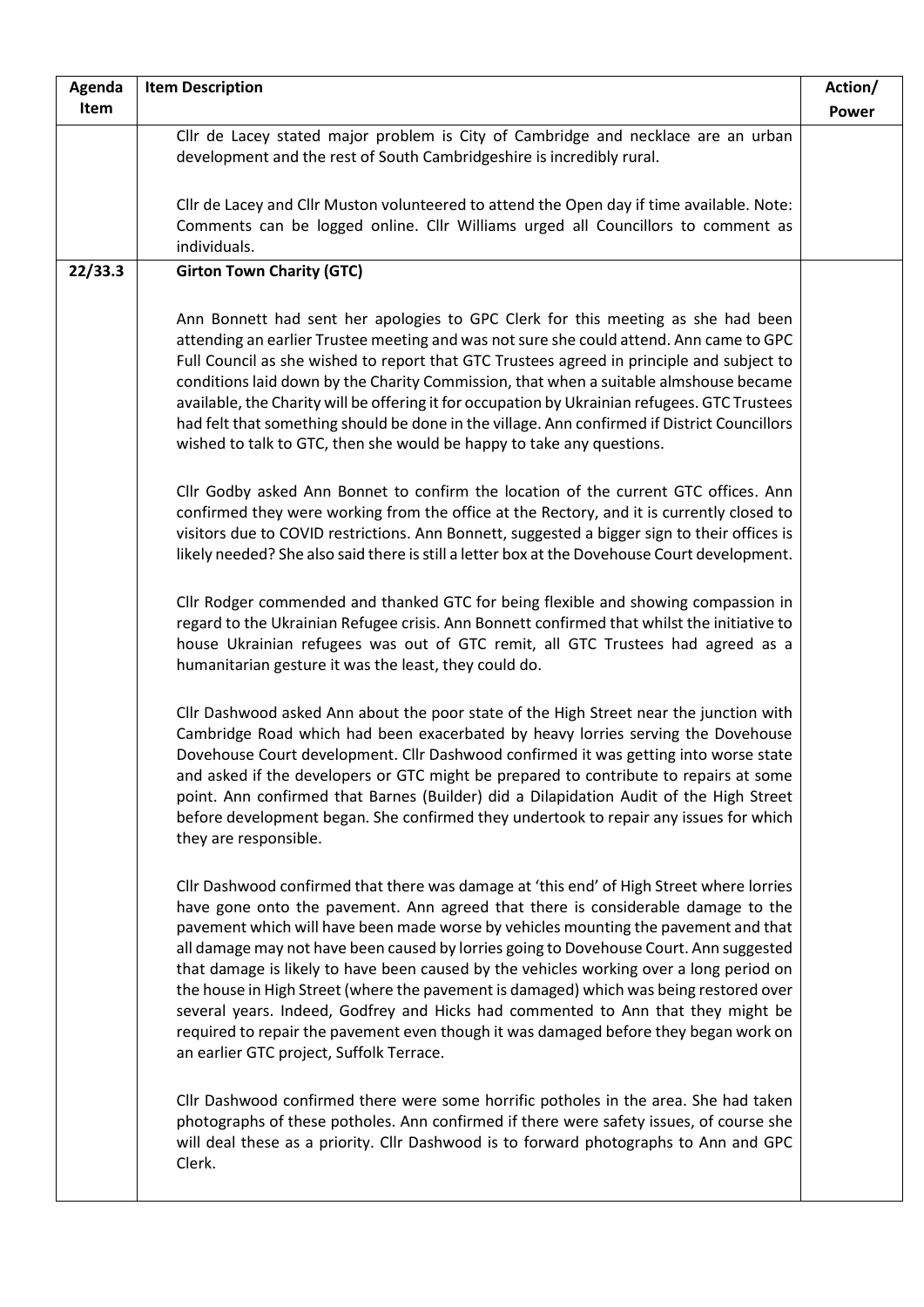| Agenda Item | Item Description | Action/ Power |
|---|---|---|
| | Cllr de Lacey stated major problem is City of Cambridge and necklace are an urban development and the rest of South Cambridgeshire is incredibly rural.<br><br>Cllr de Lacey and Cllr Muston volunteered to attend the Open day if time available. Note: Comments can be logged online. Cllr Williams urged all Councillors to comment as individuals. | |
| 22/33.3 | **Girton Town Charity (GTC)**<br><br>Ann Bonnett had sent her apologies to GPC Clerk for this meeting as she had been attending an earlier Trustee meeting and was not sure she could attend. Ann came to GPC Full Council as she wished to report that GTC Trustees agreed in principle and subject to conditions laid down by the Charity Commission, that when a suitable almshouse became available, the Charity will be offering it for occupation by Ukrainian refugees. GTC Trustees had felt that something should be done in the village. Ann confirmed if District Councillors wished to talk to GTC, then she would be happy to take any questions.<br><br>Cllr Godby asked Ann Bonnet to confirm the location of the current GTC offices. Ann confirmed they were working from the office at the Rectory, and it is currently closed to visitors due to COVID restrictions. Ann Bonnett, suggested a bigger sign to their offices is likely needed? She also said there is still a letter box at the Dovehouse Court development.<br><br>Cllr Rodger commended and thanked GTC for being flexible and showing compassion in regard to the Ukrainian Refugee crisis. Ann Bonnett confirmed that whilst the initiative to house Ukrainian refugees was out of GTC remit, all GTC Trustees had agreed as a humanitarian gesture it was the least, they could do.<br><br>Cllr Dashwood asked Ann about the poor state of the High Street near the junction with Cambridge Road which had been exacerbated by heavy lorries serving the Dovehouse Dovehouse Court development. Cllr Dashwood confirmed it was getting into worse state and asked if the developers or GTC might be prepared to contribute to repairs at some point. Ann confirmed that Barnes (Builder) did a Dilapidation Audit of the High Street before development began. She confirmed they undertook to repair any issues for which they are responsible.<br><br>Cllr Dashwood confirmed that there was damage at 'this end' of High Street where lorries have gone onto the pavement. Ann agreed that there is considerable damage to the pavement which will have been made worse by vehicles mounting the pavement and that all damage may not have been caused by lorries going to Dovehouse Court. Ann suggested that damage is likely to have been caused by the vehicles working over a long period on the house in High Street (where the pavement is damaged) which was being restored over several years. Indeed, Godfrey and Hicks had commented to Ann that they might be required to repair the pavement even though it was damaged before they began work on an earlier GTC project, Suffolk Terrace.<br><br>Cllr Dashwood confirmed there were some horrific potholes in the area. She had taken photographs of these potholes. Ann confirmed if there were safety issues, of course she will deal these as a priority. Cllr Dashwood is to forward photographs to Ann and GPC Clerk. | |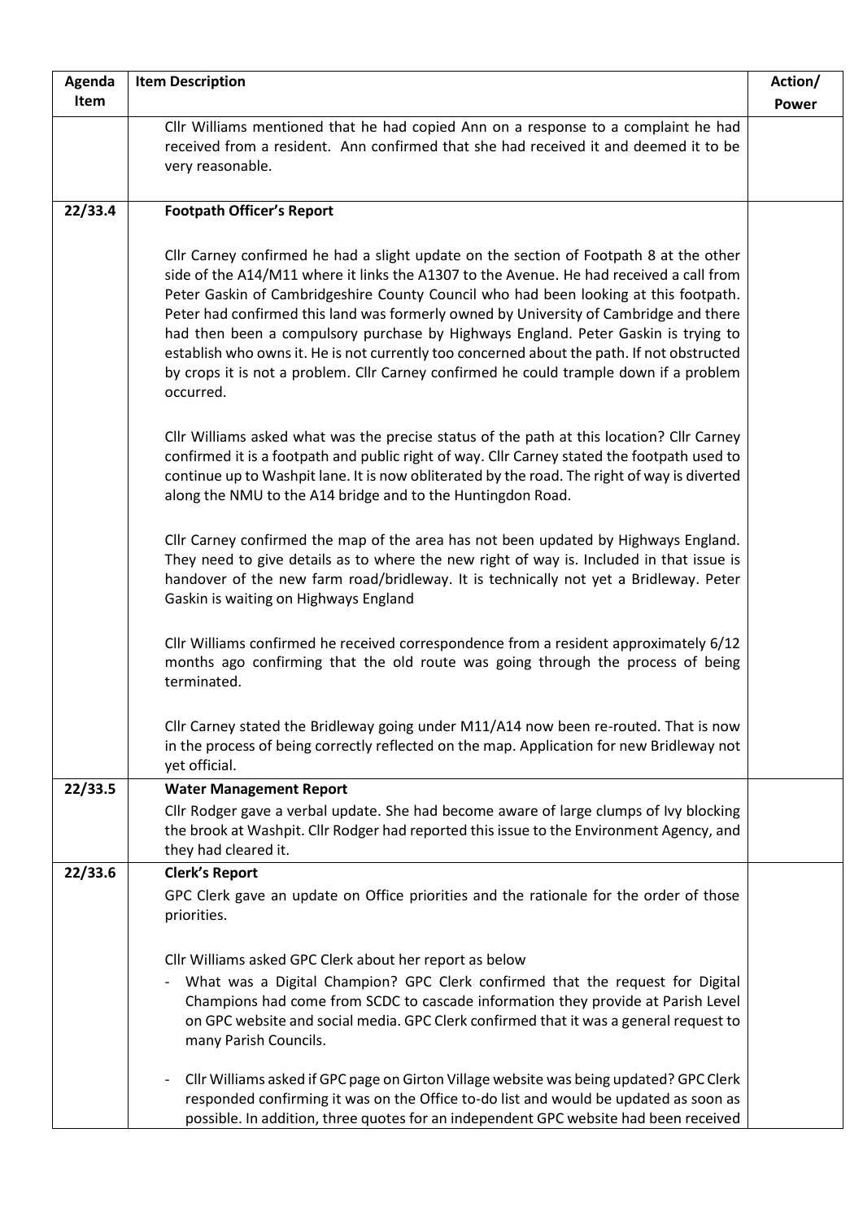| Agenda Item | Item Description | Action/ Power |
|---|---|---|
| | Cllr Williams mentioned that he had copied Ann on a response to a complaint he had received from a resident. Ann confirmed that she had received it and deemed it to be very reasonable. | |
| 22/33.4 | **Footpath Officer's Report**<br><br>Cllr Carney confirmed he had a slight update on the section of Footpath 8 at the other side of the A14/M11 where it links the A1307 to the Avenue. He had received a call from Peter Gaskin of Cambridgeshire County Council who had been looking at this footpath. Peter had confirmed this land was formerly owned by University of Cambridge and there had then been a compulsory purchase by Highways England. Peter Gaskin is trying to establish who owns it. He is not currently too concerned about the path. If not obstructed by crops it is not a problem. Cllr Carney confirmed he could trample down if a problem occurred.<br><br>Cllr Williams asked what was the precise status of the path at this location? Cllr Carney confirmed it is a footpath and public right of way. Cllr Carney stated the footpath used to continue up to Washpit lane. It is now obliterated by the road. The right of way is diverted along the NMU to the A14 bridge and to the Huntingdon Road.<br><br>Cllr Carney confirmed the map of the area has not been updated by Highways England. They need to give details as to where the new right of way is. Included in that issue is handover of the new farm road/bridleway. It is technically not yet a Bridleway. Peter Gaskin is waiting on Highways England<br><br>Cllr Williams confirmed he received correspondence from a resident approximately 6/12 months ago confirming that the old route was going through the process of being terminated.<br><br>Cllr Carney stated the Bridleway going under M11/A14 now been re-routed. That is now in the process of being correctly reflected on the map. Application for new Bridleway not yet official. | |
| 22/33.5 | **Water Management Report**<br>Cllr Rodger gave a verbal update. She had become aware of large clumps of Ivy blocking the brook at Washpit. Cllr Rodger had reported this issue to the Environment Agency, and they had cleared it. | |
| 22/33.6 | **Clerk's Report**<br>GPC Clerk gave an update on Office priorities and the rationale for the order of those priorities.<br><br>Cllr Williams asked GPC Clerk about her report as below<br>- What was a Digital Champion? GPC Clerk confirmed that the request for Digital Champions had come from SCDC to cascade information they provide at Parish Level on GPC website and social media. GPC Clerk confirmed that it was a general request to many Parish Councils.<br><br>- Cllr Williams asked if GPC page on Girton Village website was being updated? GPC Clerk responded confirming it was on the Office to-do list and would be updated as soon as possible. In addition, three quotes for an independent GPC website had been received | |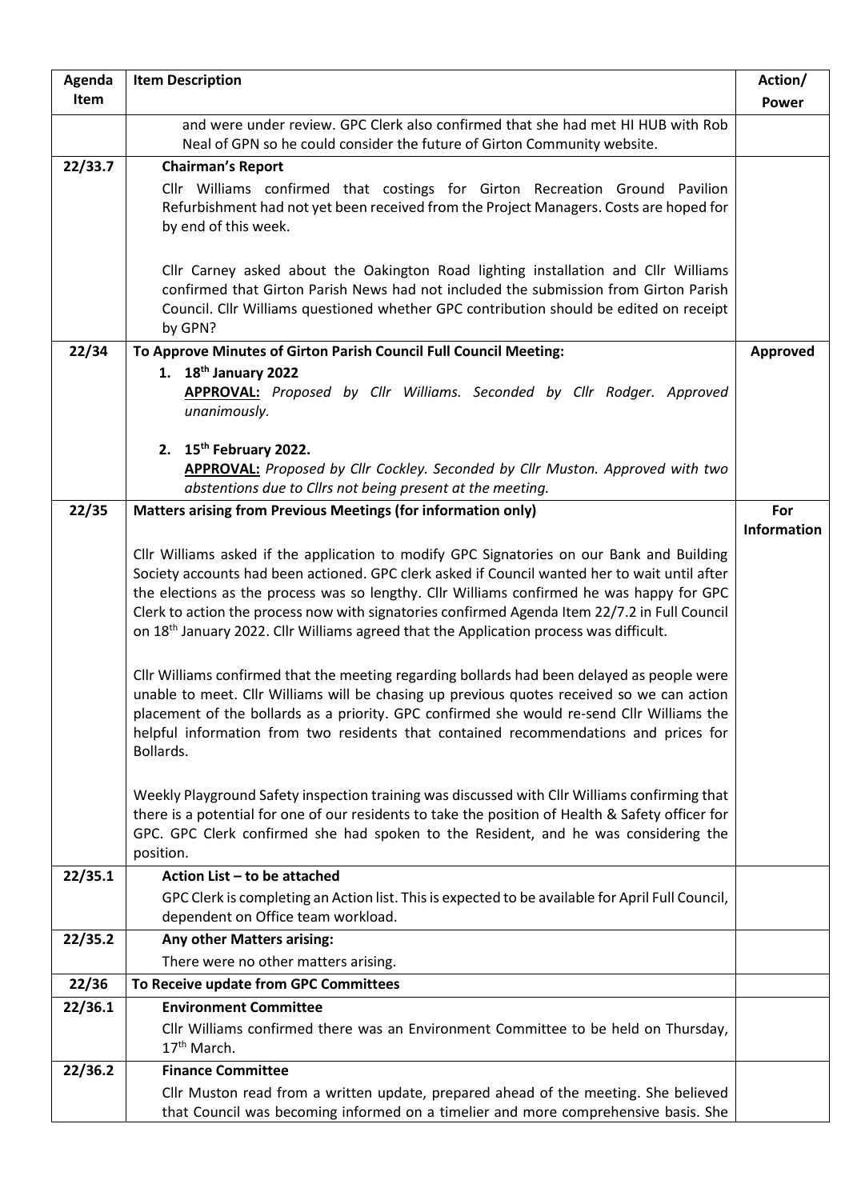| Agenda Item | Item Description | Action/ Power |
|---|---|---|
| | and were under review. GPC Clerk also confirmed that she had met HI HUB with Rob Neal of GPN so he could consider the future of Girton Community website. | |
| 22/33.7 | **Chairman's Report**<br><br>Cllr Williams confirmed that costings for Girton Recreation Ground Pavilion Refurbishment had not yet been received from the Project Managers. Costs are hoped for by end of this week.<br><br>Cllr Carney asked about the Oakington Road lighting installation and Cllr Williams confirmed that Girton Parish News had not included the submission from Girton Parish Council. Cllr Williams questioned whether GPC contribution should be edited on receipt by GPN? | |
| 22/34 | **To Approve Minutes of Girton Parish Council Full Council Meeting:**<br>1. **18th January 2022**<br>**APPROVAL:** *Proposed by Cllr Williams. Seconded by Cllr Rodger. Approved unanimously.*<br><br>2. **15th February 2022.**<br>**APPROVAL:** *Proposed by Cllr Cockley. Seconded by Cllr Muston. Approved with two abstentions due to Cllrs not being present at the meeting.* | **Approved** |
| 22/35 | **Matters arising from Previous Meetings (for information only)**<br><br>Cllr Williams asked if the application to modify GPC Signatories on our Bank and Building Society accounts had been actioned. GPC clerk asked if Council wanted her to wait until after the elections as the process was so lengthy. Cllr Williams confirmed he was happy for GPC Clerk to action the process now with signatories confirmed Agenda Item 22/7.2 in Full Council on 18th January 2022. Cllr Williams agreed that the Application process was difficult.<br><br>Cllr Williams confirmed that the meeting regarding bollards had been delayed as people were unable to meet. Cllr Williams will be chasing up previous quotes received so we can action placement of the bollards as a priority. GPC confirmed she would re-send Cllr Williams the helpful information from two residents that contained recommendations and prices for Bollards.<br><br>Weekly Playground Safety inspection training was discussed with Cllr Williams confirming that there is a potential for one of our residents to take the position of Health & Safety officer for GPC. GPC Clerk confirmed she had spoken to the Resident, and he was considering the position. | **For Information** |
| 22/35.1 | **Action List – to be attached**<br>GPC Clerk is completing an Action list. This is expected to be available for April Full Council, dependent on Office team workload. | |
| 22/35.2 | **Any other Matters arising:**<br>There were no other matters arising. | |
| 22/36 | **To Receive update from GPC Committees** | |
| 22/36.1 | **Environment Committee**<br>Cllr Williams confirmed there was an Environment Committee to be held on Thursday, 17th March. | |
| 22/36.2 | **Finance Committee**<br>Cllr Muston read from a written update, prepared ahead of the meeting. She believed that Council was becoming informed on a timelier and more comprehensive basis. She | |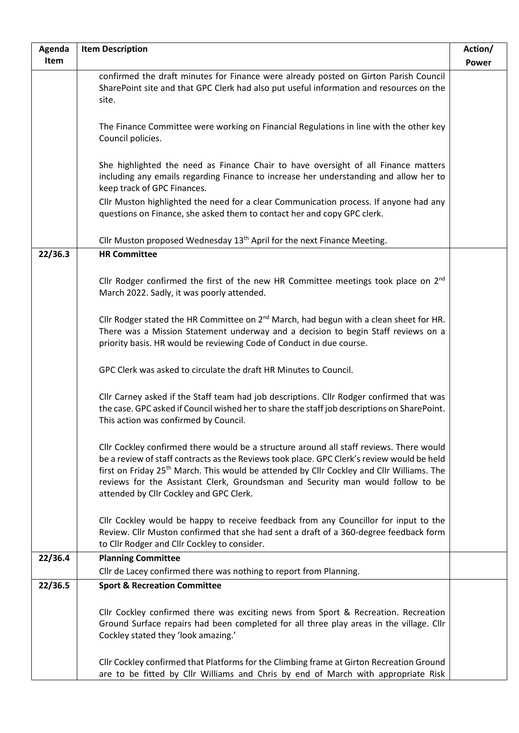| Agenda Item | Item Description | Action/ Power |
|---|---|---|
| | confirmed the draft minutes for Finance were already posted on Girton Parish Council SharePoint site and that GPC Clerk had also put useful information and resources on the site.<br><br>The Finance Committee were working on Financial Regulations in line with the other key Council policies.<br><br>She highlighted the need as Finance Chair to have oversight of all Finance matters including any emails regarding Finance to increase her understanding and allow her to keep track of GPC Finances.<br>Cllr Muston highlighted the need for a clear Communication process. If anyone had any questions on Finance, she asked them to contact her and copy GPC clerk.<br><br>Cllr Muston proposed Wednesday 13th April for the next Finance Meeting. | |
| **22/36.3** | **HR Committee**<br><br>Cllr Rodger confirmed the first of the new HR Committee meetings took place on 2nd March 2022. Sadly, it was poorly attended.<br><br>Cllr Rodger stated the HR Committee on 2nd March, had begun with a clean sheet for HR. There was a Mission Statement underway and a decision to begin Staff reviews on a priority basis. HR would be reviewing Code of Conduct in due course.<br><br>GPC Clerk was asked to circulate the draft HR Minutes to Council.<br><br>Cllr Carney asked if the Staff team had job descriptions. Cllr Rodger confirmed that was the case. GPC asked if Council wished her to share the staff job descriptions on SharePoint. This action was confirmed by Council.<br><br>Cllr Cockley confirmed there would be a structure around all staff reviews. There would be a review of staff contracts as the Reviews took place. GPC Clerk's review would be held first on Friday 25th March. This would be attended by Cllr Cockley and Cllr Williams. The reviews for the Assistant Clerk, Groundsman and Security man would follow to be attended by Cllr Cockley and GPC Clerk.<br><br>Cllr Cockley would be happy to receive feedback from any Councillor for input to the Review. Cllr Muston confirmed that she had sent a draft of a 360-degree feedback form to Cllr Rodger and Cllr Cockley to consider. | |
| **22/36.4** | **Planning Committee**<br>Cllr de Lacey confirmed there was nothing to report from Planning. | |
| **22/36.5** | **Sport & Recreation Committee**<br><br>Cllr Cockley confirmed there was exciting news from Sport & Recreation. Recreation Ground Surface repairs had been completed for all three play areas in the village. Cllr Cockley stated they 'look amazing.'<br><br>Cllr Cockley confirmed that Platforms for the Climbing frame at Girton Recreation Ground are to be fitted by Cllr Williams and Chris by end of March with appropriate Risk | |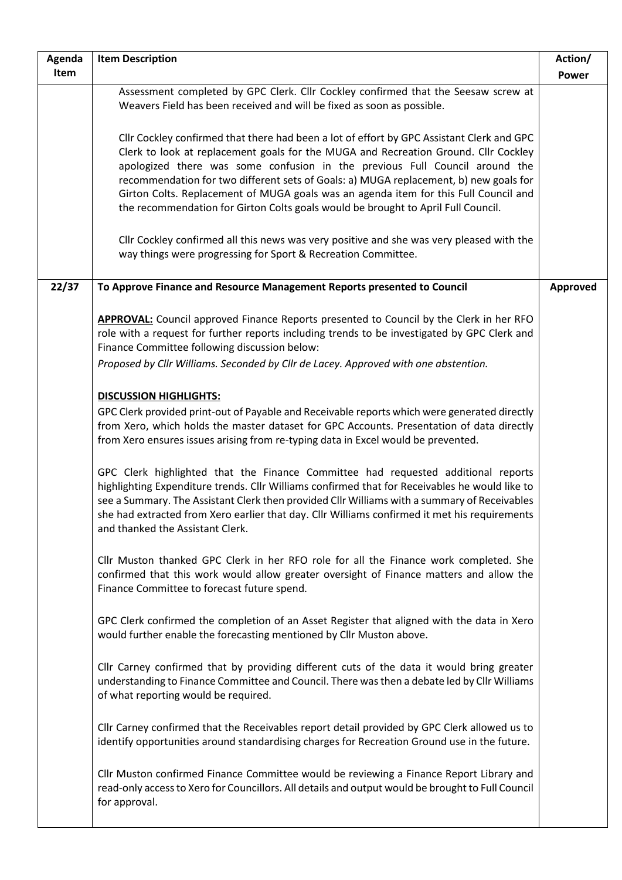| Agenda Item | Item Description | Action/ Power |
|---|---|---|
| | Assessment completed by GPC Clerk. Cllr Cockley confirmed that the Seesaw screw at Weavers Field has been received and will be fixed as soon as possible.<br><br>Cllr Cockley confirmed that there had been a lot of effort by GPC Assistant Clerk and GPC Clerk to look at replacement goals for the MUGA and Recreation Ground. Cllr Cockley apologized there was some confusion in the previous Full Council around the recommendation for two different sets of Goals: a) MUGA replacement, b) new goals for Girton Colts. Replacement of MUGA goals was an agenda item for this Full Council and the recommendation for Girton Colts goals would be brought to April Full Council.<br><br>Cllr Cockley confirmed all this news was very positive and she was very pleased with the way things were progressing for Sport & Recreation Committee. | |
| **22/37** | **To Approve Finance and Resource Management Reports presented to Council**<br><br>**APPROVAL:** Council approved Finance Reports presented to Council by the Clerk in her RFO role with a request for further reports including trends to be investigated by GPC Clerk and Finance Committee following discussion below:<br>*Proposed by Cllr Williams. Seconded by Cllr de Lacey. Approved with one abstention.*<br><br>**DISCUSSION HIGHLIGHTS:**<br>GPC Clerk provided print-out of Payable and Receivable reports which were generated directly from Xero, which holds the master dataset for GPC Accounts. Presentation of data directly from Xero ensures issues arising from re-typing data in Excel would be prevented.<br><br>GPC Clerk highlighted that the Finance Committee had requested additional reports highlighting Expenditure trends. Cllr Williams confirmed that for Receivables he would like to see a Summary. The Assistant Clerk then provided Cllr Williams with a summary of Receivables she had extracted from Xero earlier that day. Cllr Williams confirmed it met his requirements and thanked the Assistant Clerk.<br><br>Cllr Muston thanked GPC Clerk in her RFO role for all the Finance work completed. She confirmed that this work would allow greater oversight of Finance matters and allow the Finance Committee to forecast future spend.<br><br>GPC Clerk confirmed the completion of an Asset Register that aligned with the data in Xero would further enable the forecasting mentioned by Cllr Muston above.<br><br>Cllr Carney confirmed that by providing different cuts of the data it would bring greater understanding to Finance Committee and Council. There was then a debate led by Cllr Williams of what reporting would be required.<br><br>Cllr Carney confirmed that the Receivables report detail provided by GPC Clerk allowed us to identify opportunities around standardising charges for Recreation Ground use in the future.<br><br>Cllr Muston confirmed Finance Committee would be reviewing a Finance Report Library and read-only access to Xero for Councillors. All details and output would be brought to Full Council for approval. | **Approved** |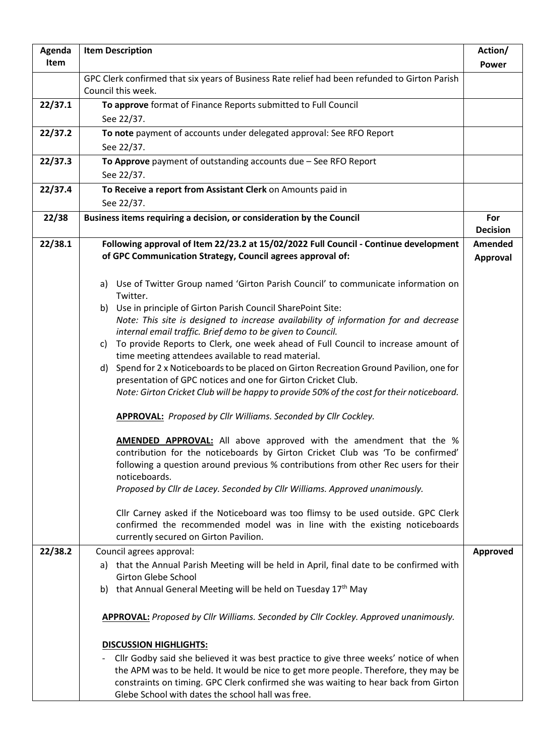| Agenda Item | Item Description | Action/ Power |
|---|---|---|
| | GPC Clerk confirmed that six years of Business Rate relief had been refunded to Girton Parish Council this week. | |
| **22/37.1** | **To approve** format of Finance Reports submitted to Full Council<br>See 22/37. | |
| **22/37.2** | **To note** payment of accounts under delegated approval: See RFO Report<br>See 22/37. | |
| **22/37.3** | **To Approve** payment of outstanding accounts due – See RFO Report<br>See 22/37. | |
| **22/37.4** | **To Receive a report from Assistant Clerk** on Amounts paid in<br>See 22/37. | |
| **22/38** | **Business items requiring a decision, or consideration by the Council** | **For Decision** |
| **22/38.1** | **Following approval of Item 22/23.2 at 15/02/2022 Full Council - Continue development of GPC Communication Strategy, Council agrees approval of:**<br><br>a) Use of Twitter Group named 'Girton Parish Council' to communicate information on Twitter.<br>b) Use in principle of Girton Parish Council SharePoint Site:<br>*Note: This site is designed to increase availability of information for and decrease internal email traffic. Brief demo to be given to Council.*<br>c) To provide Reports to Clerk, one week ahead of Full Council to increase amount of time meeting attendees available to read material.<br>d) Spend for 2 x Noticeboards to be placed on Girton Recreation Ground Pavilion, one for presentation of GPC notices and one for Girton Cricket Club.<br>*Note: Girton Cricket Club will be happy to provide 50% of the cost for their noticeboard.*<br><br>**APPROVAL:** *Proposed by Cllr Williams. Seconded by Cllr Cockley.*<br><br>**AMENDED APPROVAL:** All above approved with the amendment that the % contribution for the noticeboards by Girton Cricket Club was 'To be confirmed' following a question around previous % contributions from other Rec users for their noticeboards.<br>*Proposed by Cllr de Lacey. Seconded by Cllr Williams. Approved unanimously.*<br><br>Cllr Carney asked if the Noticeboard was too flimsy to be used outside. GPC Clerk confirmed the recommended model was in line with the existing noticeboards currently secured on Girton Pavilion. | **Amended Approval** |
| **22/38.2** | Council agrees approval:<br>a) that the Annual Parish Meeting will be held in April, final date to be confirmed with Girton Glebe School<br>b) that Annual General Meeting will be held on Tuesday 17th May<br><br>**APPROVAL:** *Proposed by Cllr Williams. Seconded by Cllr Cockley. Approved unanimously.*<br><br>**DISCUSSION HIGHLIGHTS:**<br>- Cllr Godby said she believed it was best practice to give three weeks' notice of when the APM was to be held. It would be nice to get more people. Therefore, they may be constraints on timing. GPC Clerk confirmed she was waiting to hear back from Girton Glebe School with dates the school hall was free. | **Approved** |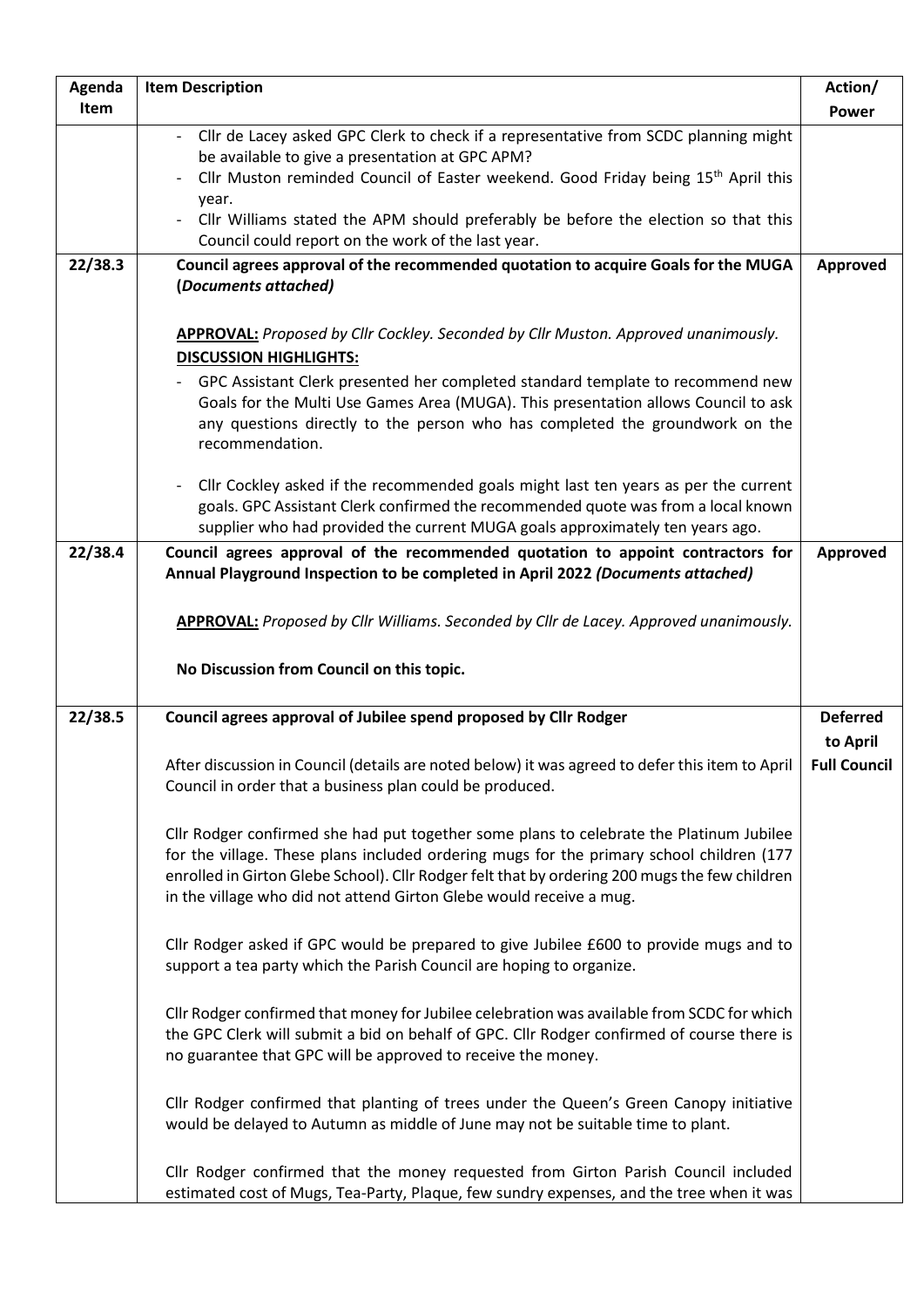| Agenda Item | Item Description | Action/ Power |
|---|---|---|
| | - Cllr de Lacey asked GPC Clerk to check if a representative from SCDC planning might be available to give a presentation at GPC APM?<br>- Cllr Muston reminded Council of Easter weekend. Good Friday being 15th April this year.<br>- Cllr Williams stated the APM should preferably be before the election so that this Council could report on the work of the last year. | |
| **22/38.3** | **Council agrees approval of the recommended quotation to acquire Goals for the MUGA (*Documents attached)***<br><br>**<u>APPROVAL:</u>** *Proposed by Cllr Cockley. Seconded by Cllr Muston. Approved unanimously.*<br>**<u>DISCUSSION HIGHLIGHTS:</u>**<br>- GPC Assistant Clerk presented her completed standard template to recommend new Goals for the Multi Use Games Area (MUGA). This presentation allows Council to ask any questions directly to the person who has completed the groundwork on the recommendation.<br><br>- Cllr Cockley asked if the recommended goals might last ten years as per the current goals. GPC Assistant Clerk confirmed the recommended quote was from a local known supplier who had provided the current MUGA goals approximately ten years ago. | **Approved** |
| **22/38.4** | **Council agrees approval of the recommended quotation to appoint contractors for Annual Playground Inspection to be completed in April 2022 *(Documents attached)***<br><br>**<u>APPROVAL:</u>** *Proposed by Cllr Williams. Seconded by Cllr de Lacey. Approved unanimously.*<br><br>**No Discussion from Council on this topic.** | **Approved** |
| **22/38.5** | **Council agrees approval of Jubilee spend proposed by Cllr Rodger**<br><br>After discussion in Council (details are noted below) it was agreed to defer this item to April Council in order that a business plan could be produced.<br><br>Cllr Rodger confirmed she had put together some plans to celebrate the Platinum Jubilee for the village. These plans included ordering mugs for the primary school children (177 enrolled in Girton Glebe School). Cllr Rodger felt that by ordering 200 mugs the few children in the village who did not attend Girton Glebe would receive a mug.<br><br>Cllr Rodger asked if GPC would be prepared to give Jubilee £600 to provide mugs and to support a tea party which the Parish Council are hoping to organize.<br><br>Cllr Rodger confirmed that money for Jubilee celebration was available from SCDC for which the GPC Clerk will submit a bid on behalf of GPC. Cllr Rodger confirmed of course there is no guarantee that GPC will be approved to receive the money.<br><br>Cllr Rodger confirmed that planting of trees under the Queen's Green Canopy initiative would be delayed to Autumn as middle of June may not be suitable time to plant.<br><br>Cllr Rodger confirmed that the money requested from Girton Parish Council included estimated cost of Mugs, Tea-Party, Plaque, few sundry expenses, and the tree when it was | **Deferred to April Full Council** |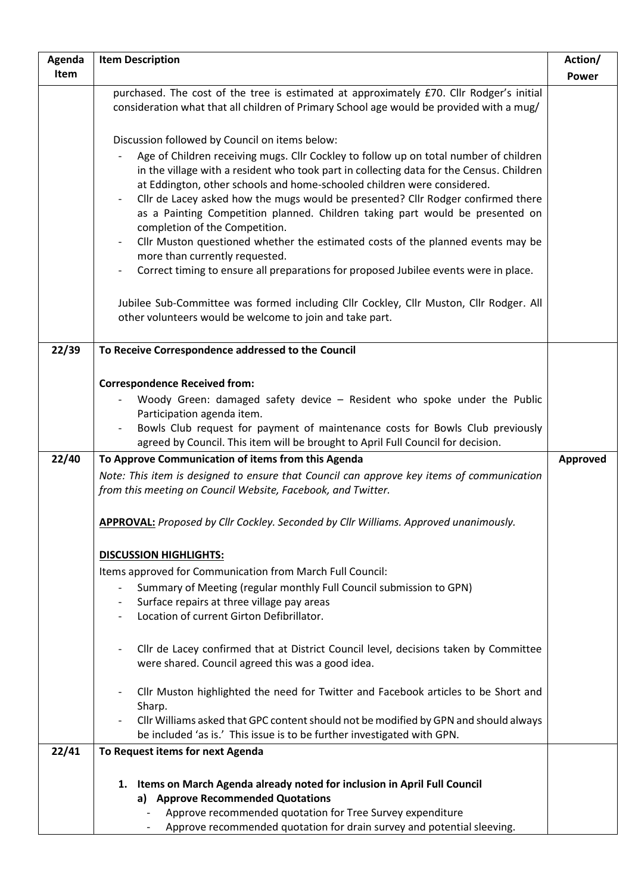| Agenda Item | Item Description | Action/ Power |
|---|---|---|
| | purchased. The cost of the tree is estimated at approximately £70. Cllr Rodger's initial consideration what that all children of Primary School age would be provided with a mug/<br><br>Discussion followed by Council on items below:<br>- Age of Children receiving mugs. Cllr Cockley to follow up on total number of children in the village with a resident who took part in collecting data for the Census. Children at Eddington, other schools and home-schooled children were considered.<br>- Cllr de Lacey asked how the mugs would be presented? Cllr Rodger confirmed there as a Painting Competition planned. Children taking part would be presented on completion of the Competition.<br>- Cllr Muston questioned whether the estimated costs of the planned events may be more than currently requested.<br>- Correct timing to ensure all preparations for proposed Jubilee events were in place.<br><br>Jubilee Sub-Committee was formed including Cllr Cockley, Cllr Muston, Cllr Rodger. All other volunteers would be welcome to join and take part. | |
| 22/39 | **To Receive Correspondence addressed to the Council**<br><br>**Correspondence Received from:**<br>- Woody Green: damaged safety device – Resident who spoke under the Public Participation agenda item.<br>- Bowls Club request for payment of maintenance costs for Bowls Club previously agreed by Council. This item will be brought to April Full Council for decision. | |
| 22/40 | **To Approve Communication of items from this Agenda**<br>*Note: This item is designed to ensure that Council can approve key items of communication from this meeting on Council Website, Facebook, and Twitter.*<br><br>**APPROVAL:** *Proposed by Cllr Cockley. Seconded by Cllr Williams. Approved unanimously.*<br><br>**DISCUSSION HIGHLIGHTS:**<br>Items approved for Communication from March Full Council:<br>- Summary of Meeting (regular monthly Full Council submission to GPN)<br>- Surface repairs at three village pay areas<br>- Location of current Girton Defibrillator.<br><br>- Cllr de Lacey confirmed that at District Council level, decisions taken by Committee were shared. Council agreed this was a good idea.<br><br>- Cllr Muston highlighted the need for Twitter and Facebook articles to be Short and Sharp.<br>- Cllr Williams asked that GPC content should not be modified by GPN and should always be included 'as is.' This issue is to be further investigated with GPN. | **Approved** |
| 22/41 | **To Request items for next Agenda**<br><br>**1. Items on March Agenda already noted for inclusion in April Full Council**<br>**a) Approve Recommended Quotations**<br>- Approve recommended quotation for Tree Survey expenditure<br>- Approve recommended quotation for drain survey and potential sleeving. | |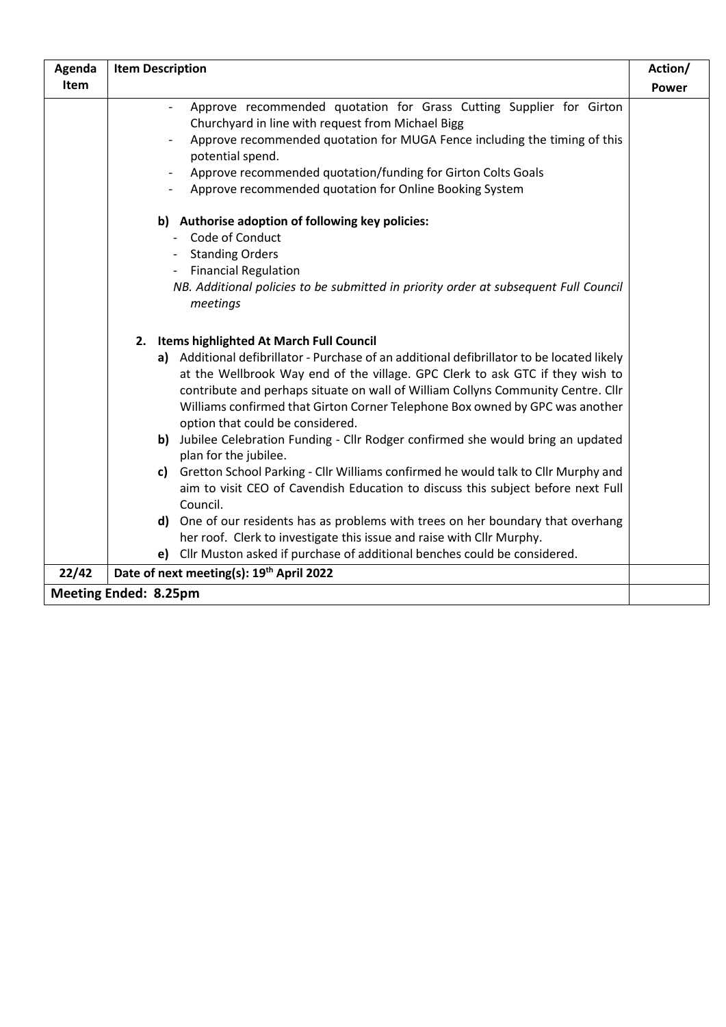| Agenda Item | Item Description | Action/ Power |
|---|---|---|
| | - Approve recommended quotation for Grass Cutting Supplier for Girton Churchyard in line with request from Michael Bigg<br>- Approve recommended quotation for MUGA Fence including the timing of this potential spend.<br>- Approve recommended quotation/funding for Girton Colts Goals<br>- Approve recommended quotation for Online Booking System<br><br>**b) Authorise adoption of following key policies:**<br>- Code of Conduct<br>- Standing Orders<br>- Financial Regulation<br>*NB. Additional policies to be submitted in priority order at subsequent Full Council meetings*<br><br>**2. Items highlighted At March Full Council**<br>**a)** Additional defibrillator - Purchase of an additional defibrillator to be located likely at the Wellbrook Way end of the village. GPC Clerk to ask GTC if they wish to contribute and perhaps situate on wall of William Collyns Community Centre. Cllr Williams confirmed that Girton Corner Telephone Box owned by GPC was another option that could be considered.<br>**b)** Jubilee Celebration Funding - Cllr Rodger confirmed she would bring an updated plan for the jubilee.<br>**c)** Gretton School Parking - Cllr Williams confirmed he would talk to Cllr Murphy and aim to visit CEO of Cavendish Education to discuss this subject before next Full Council.<br>**d)** One of our residents has as problems with trees on her boundary that overhang her roof. Clerk to investigate this issue and raise with Cllr Murphy.<br>**e)** Cllr Muston asked if purchase of additional benches could be considered. | |
| **22/42** | **Date of next meeting(s): 19th April 2022** | |
| **Meeting Ended: 8.25pm** | | |